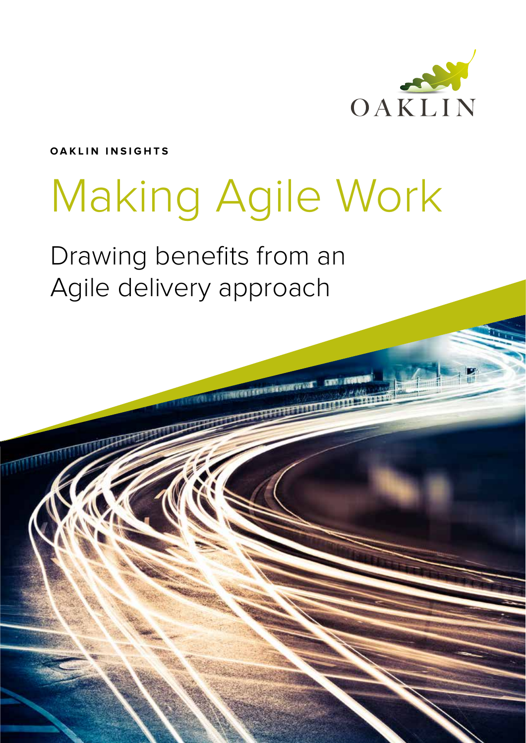OAKLIN

**OAKLIN INSIGHTS**

# Making Agile Work

## Drawing benefits from an Agile delivery approach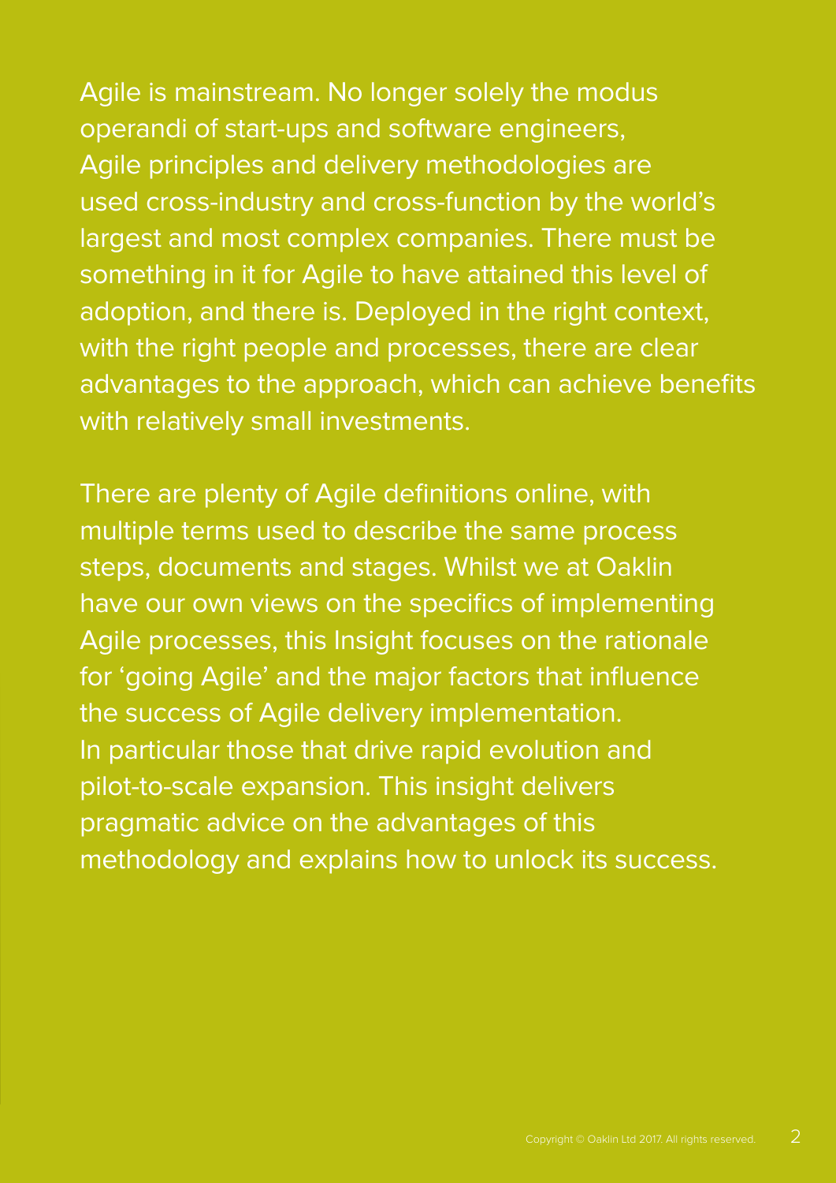Agile is mainstream. No longer solely the modus operandi of start-ups and software engineers, Agile principles and delivery methodologies are used cross-industry and cross-function by the world's largest and most complex companies. There must be something in it for Agile to have attained this level of adoption, and there is. Deployed in the right context, with the right people and processes, there are clear advantages to the approach, which can achieve benefits with relatively small investments.

There are plenty of Agile definitions online, with multiple terms used to describe the same process steps, documents and stages. Whilst we at Oaklin have our own views on the specifics of implementing Agile processes, this Insight focuses on the rationale for 'going Agile' and the major factors that influence the success of Agile delivery implementation. In particular those that drive rapid evolution and pilot-to-scale expansion. This insight delivers pragmatic advice on the advantages of this methodology and explains how to unlock its success.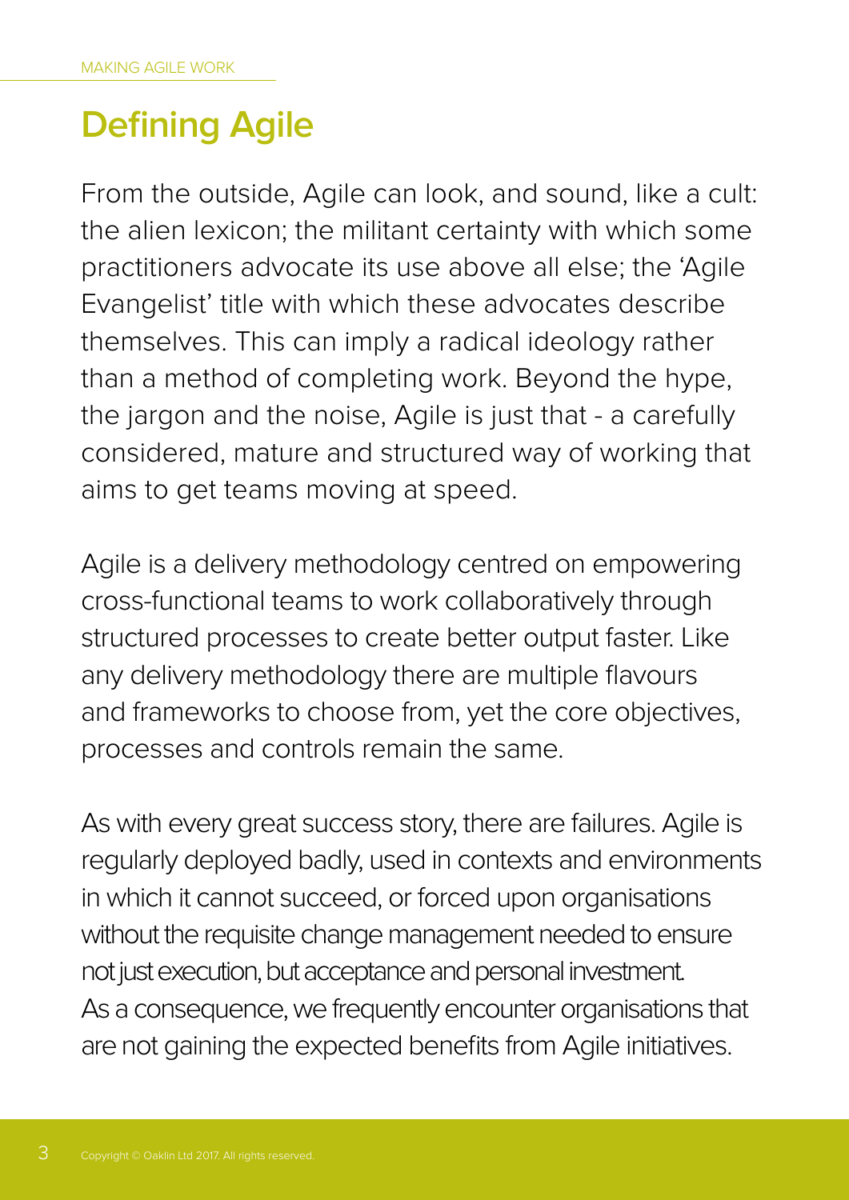# Defining Agile

From the outside, Agile can look, and sound, like a cult: the alien lexicon; the militant certainty with which some practitioners advocate its use above all else; the 'Agile Evangelist' title with which these advocates describe themselves. This can imply a radical ideology rather than a method of completing work. Beyond the hype, the jargon and the noise, Agile is just that - a carefully considered, mature and structured way of working that aims to get teams moving at speed.

Agile is a delivery methodology centred on empowering cross-functional teams to work collaboratively through structured processes to create better output faster. Like any delivery methodology there are multiple flavours and frameworks to choose from, yet the core objectives, processes and controls remain the same.

As with every great success story, there are failures. Agile is regularly deployed badly, used in contexts and environments in which it cannot succeed, or forced upon organisations without the requisite change management needed to ensure not just execution, but acceptance and personal investment. As a consequence, we frequently encounter organisations that are not gaining the expected benefits from Agile initiatives.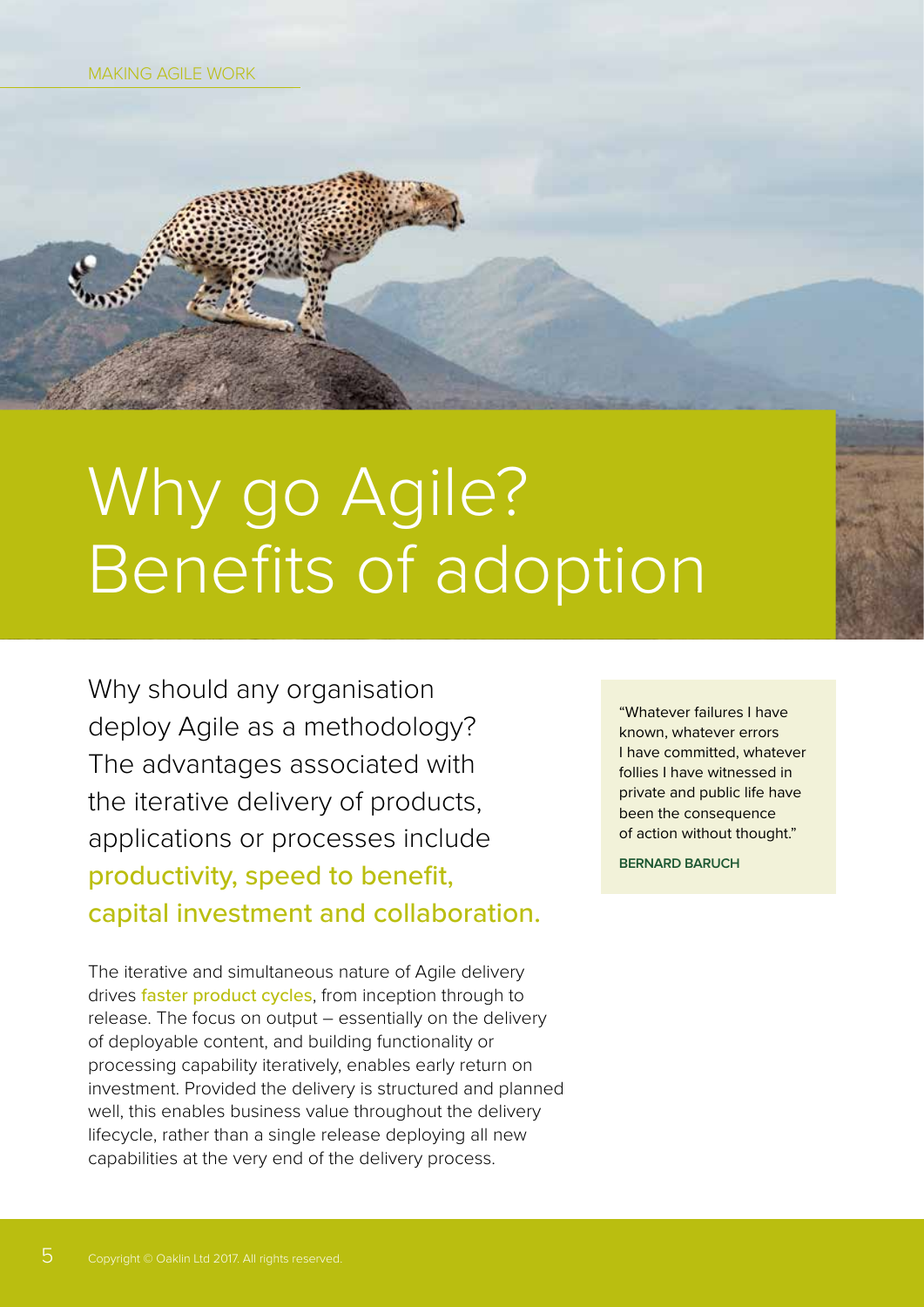# Why go Agile? Benefits of adoption

Why should any organisation deploy Agile as a methodology? The advantages associated with the iterative delivery of products, applications or processes include **productivity, speed to benefit, capital investment and collaboration.**

> "Whatever failures I have known, whatever errors I have committed, whatever follies I have witnessed in private and public life have been the consequence of action without thought."
>
> **BERNARD BARUCH**

The iterative and simultaneous nature of Agile delivery drives faster product cycles, from inception through to release. The focus on output – essentially on the delivery of deployable content, and building functionality or processing capability iteratively, enables early return on investment. Provided the delivery is structured and planned well, this enables business value throughout the delivery lifecycle, rather than a single release deploying all new capabilities at the very end of the delivery process.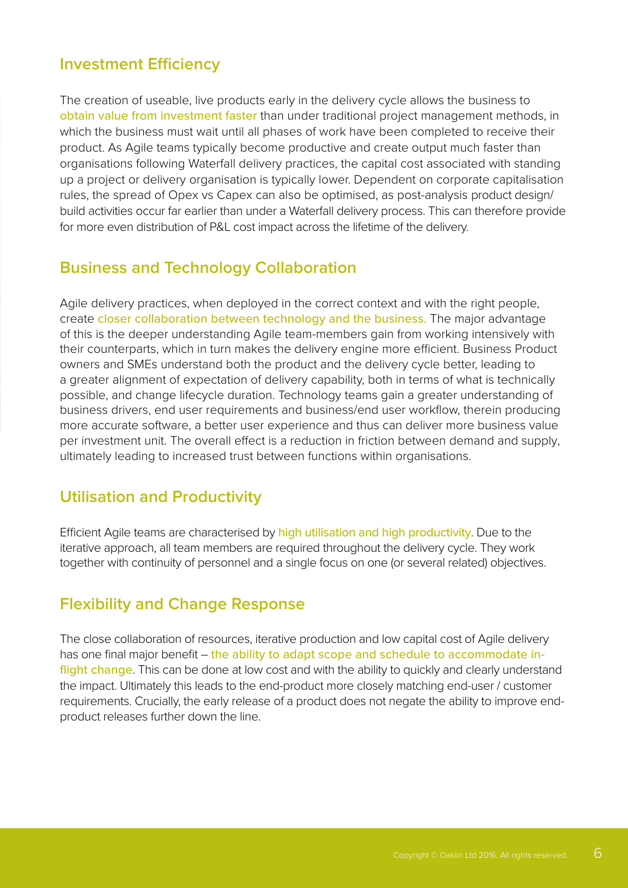## Investment Efficiency

The creation of useable, live products early in the delivery cycle allows the business to obtain value from investment faster than under traditional project management methods, in which the business must wait until all phases of work have been completed to receive their product. As Agile teams typically become productive and create output much faster than organisations following Waterfall delivery practices, the capital cost associated with standing up a project or delivery organisation is typically lower. Dependent on corporate capitalisation rules, the spread of Opex vs Capex can also be optimised, as post-analysis product design/build activities occur far earlier than under a Waterfall delivery process. This can therefore provide for more even distribution of P&L cost impact across the lifetime of the delivery.

## Business and Technology Collaboration

Agile delivery practices, when deployed in the correct context and with the right people, create closer collaboration between technology and the business. The major advantage of this is the deeper understanding Agile team-members gain from working intensively with their counterparts, which in turn makes the delivery engine more efficient. Business Product owners and SMEs understand both the product and the delivery cycle better, leading to a greater alignment of expectation of delivery capability, both in terms of what is technically possible, and change lifecycle duration. Technology teams gain a greater understanding of business drivers, end user requirements and business/end user workflow, therein producing more accurate software, a better user experience and thus can deliver more business value per investment unit. The overall effect is a reduction in friction between demand and supply, ultimately leading to increased trust between functions within organisations.

## Utilisation and Productivity

Efficient Agile teams are characterised by high utilisation and high productivity. Due to the iterative approach, all team members are required throughout the delivery cycle. They work together with continuity of personnel and a single focus on one (or several related) objectives.

## Flexibility and Change Response

The close collaboration of resources, iterative production and low capital cost of Agile delivery has one final major benefit – the ability to adapt scope and schedule to accommodate in-flight change. This can be done at low cost and with the ability to quickly and clearly understand the impact. Ultimately this leads to the end-product more closely matching end-user / customer requirements. Crucially, the early release of a product does not negate the ability to improve end-product releases further down the line.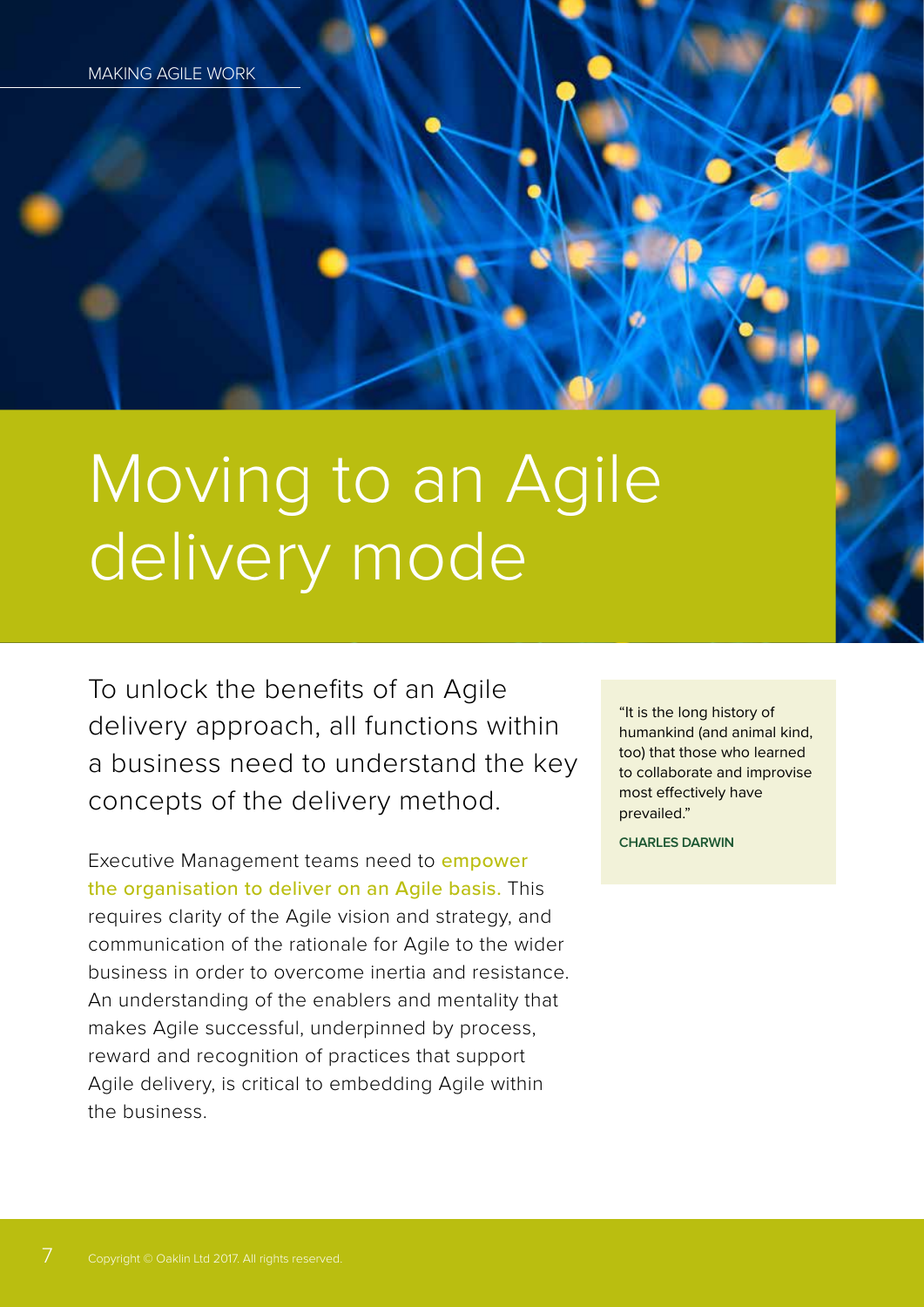# Moving to an Agile delivery mode

To unlock the benefits of an Agile delivery approach, all functions within a business need to understand the key concepts of the delivery method.

Executive Management teams need to empower the organisation to deliver on an Agile basis. This requires clarity of the Agile vision and strategy, and communication of the rationale for Agile to the wider business in order to overcome inertia and resistance. An understanding of the enablers and mentality that makes Agile successful, underpinned by process, reward and recognition of practices that support Agile delivery, is critical to embedding Agile within the business.

> "It is the long history of humankind (and animal kind, too) that those who learned to collaborate and improvise most effectively have prevailed."
>
> **CHARLES DARWIN**

Copyright © Oaklin Ltd 2017. All rights reserved.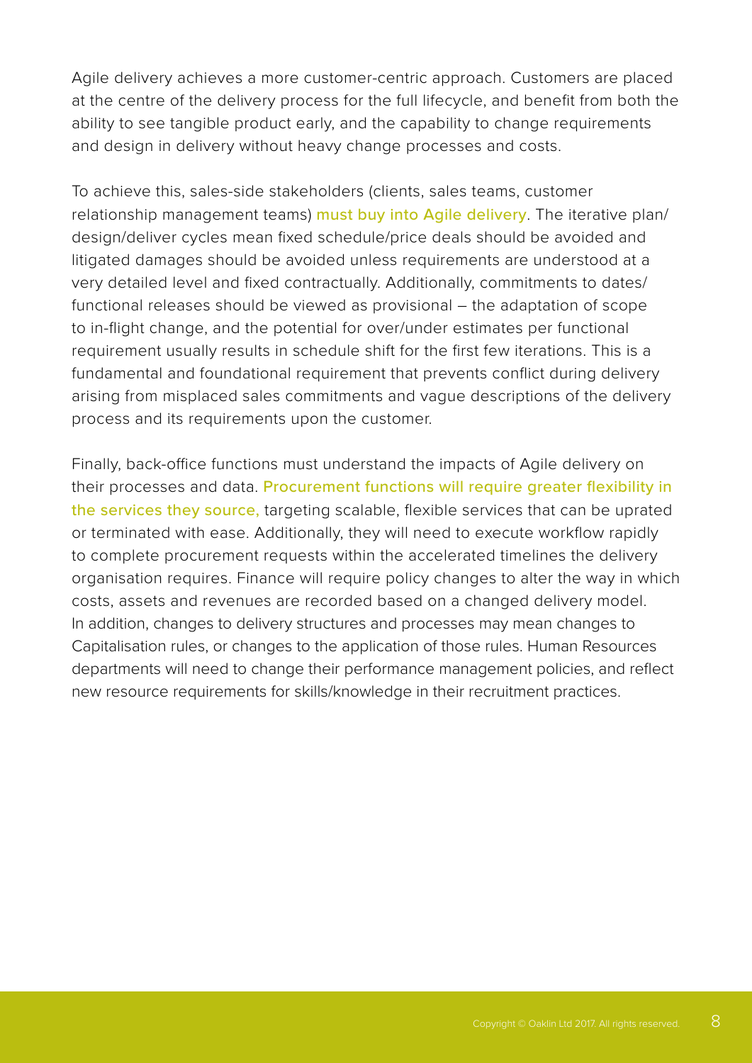Agile delivery achieves a more customer-centric approach. Customers are placed at the centre of the delivery process for the full lifecycle, and benefit from both the ability to see tangible product early, and the capability to change requirements and design in delivery without heavy change processes and costs.

To achieve this, sales-side stakeholders (clients, sales teams, customer relationship management teams) must buy into Agile delivery. The iterative plan/design/deliver cycles mean fixed schedule/price deals should be avoided and litigated damages should be avoided unless requirements are understood at a very detailed level and fixed contractually. Additionally, commitments to dates/functional releases should be viewed as provisional – the adaptation of scope to in-flight change, and the potential for over/under estimates per functional requirement usually results in schedule shift for the first few iterations. This is a fundamental and foundational requirement that prevents conflict during delivery arising from misplaced sales commitments and vague descriptions of the delivery process and its requirements upon the customer.

Finally, back-office functions must understand the impacts of Agile delivery on their processes and data. Procurement functions will require greater flexibility in the services they source, targeting scalable, flexible services that can be uprated or terminated with ease. Additionally, they will need to execute workflow rapidly to complete procurement requests within the accelerated timelines the delivery organisation requires. Finance will require policy changes to alter the way in which costs, assets and revenues are recorded based on a changed delivery model. In addition, changes to delivery structures and processes may mean changes to Capitalisation rules, or changes to the application of those rules. Human Resources departments will need to change their performance management policies, and reflect new resource requirements for skills/knowledge in their recruitment practices.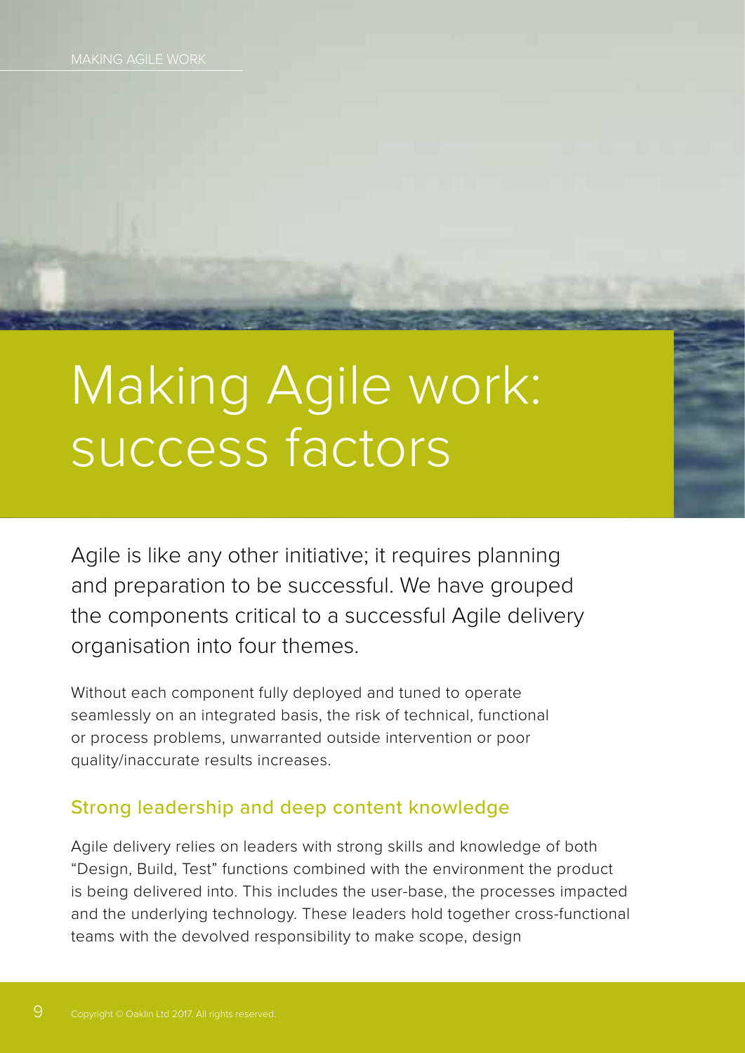# Making Agile work: success factors

Agile is like any other initiative; it requires planning and preparation to be successful. We have grouped the components critical to a successful Agile delivery organisation into four themes.

Without each component fully deployed and tuned to operate seamlessly on an integrated basis, the risk of technical, functional or process problems, unwarranted outside intervention or poor quality/inaccurate results increases.

## Strong leadership and deep content knowledge

Agile delivery relies on leaders with strong skills and knowledge of both "Design, Build, Test" functions combined with the environment the product is being delivered into. This includes the user-base, the processes impacted and the underlying technology. These leaders hold together cross-functional teams with the devolved responsibility to make scope, design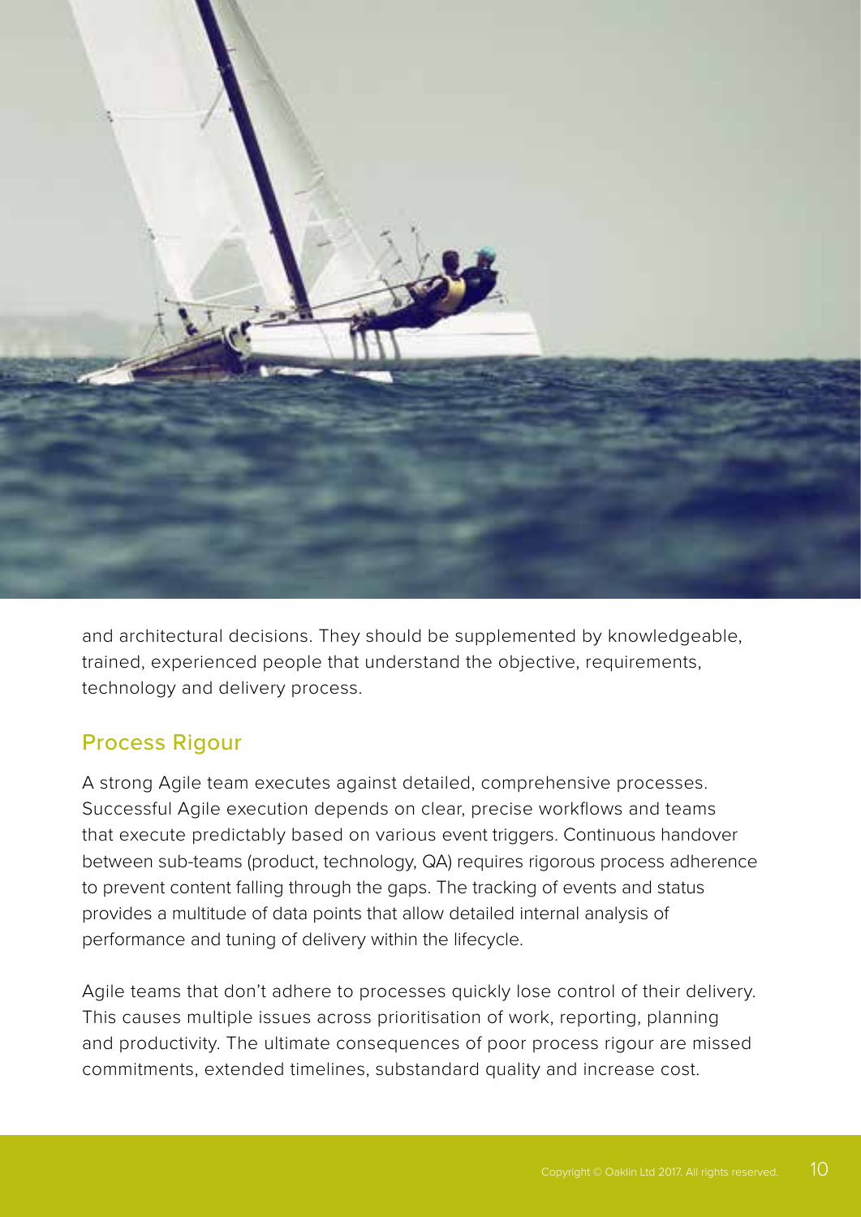and architectural decisions. They should be supplemented by knowledgeable, trained, experienced people that understand the objective, requirements, technology and delivery process.

## Process Rigour

A strong Agile team executes against detailed, comprehensive processes. Successful Agile execution depends on clear, precise workflows and teams that execute predictably based on various event triggers. Continuous handover between sub-teams (product, technology, QA) requires rigorous process adherence to prevent content falling through the gaps. The tracking of events and status provides a multitude of data points that allow detailed internal analysis of performance and tuning of delivery within the lifecycle.

Agile teams that don't adhere to processes quickly lose control of their delivery. This causes multiple issues across prioritisation of work, reporting, planning and productivity. The ultimate consequences of poor process rigour are missed commitments, extended timelines, substandard quality and increase cost.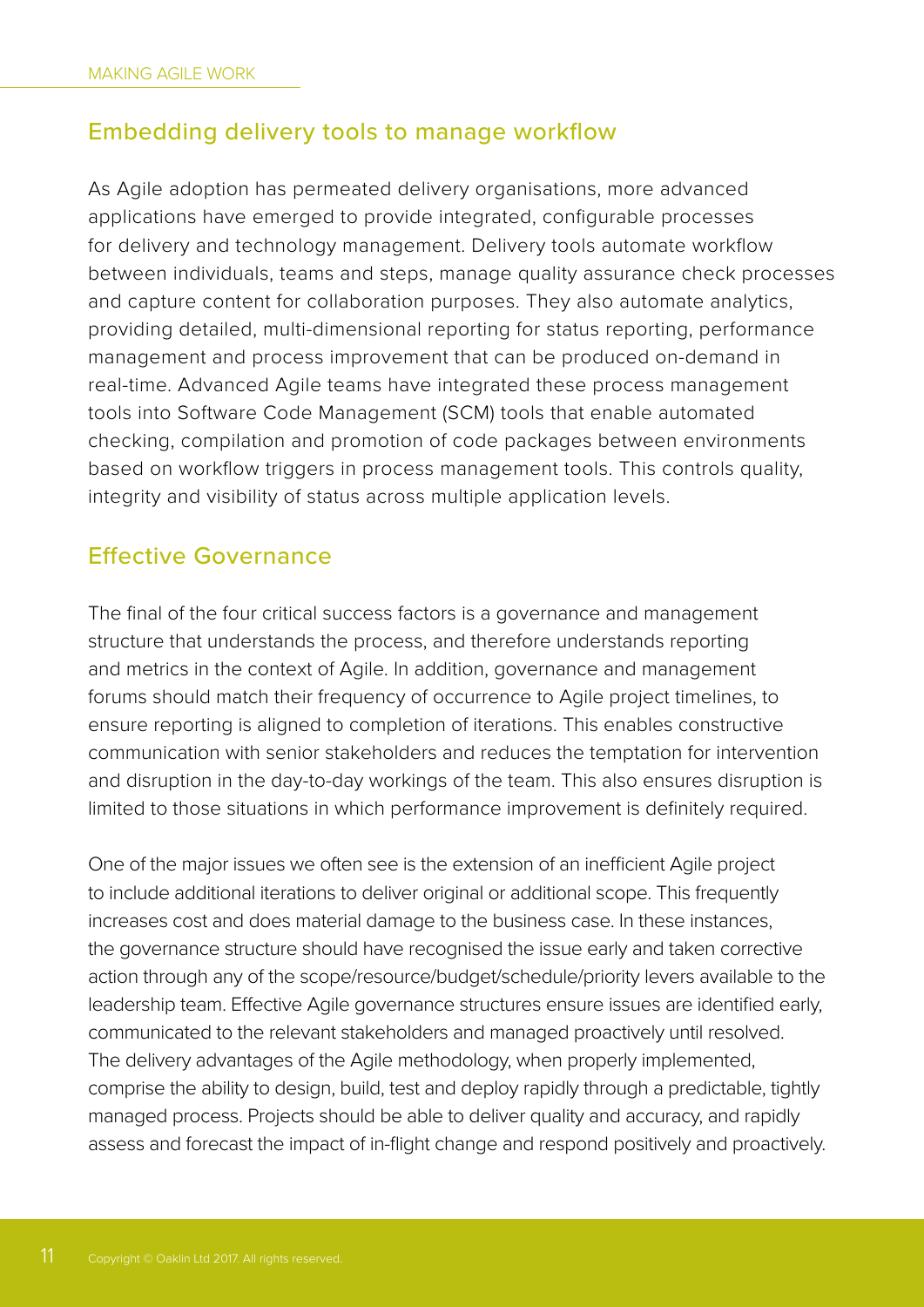## Embedding delivery tools to manage workflow

As Agile adoption has permeated delivery organisations, more advanced applications have emerged to provide integrated, configurable processes for delivery and technology management. Delivery tools automate workflow between individuals, teams and steps, manage quality assurance check processes and capture content for collaboration purposes. They also automate analytics, providing detailed, multi-dimensional reporting for status reporting, performance management and process improvement that can be produced on-demand in real-time. Advanced Agile teams have integrated these process management tools into Software Code Management (SCM) tools that enable automated checking, compilation and promotion of code packages between environments based on workflow triggers in process management tools. This controls quality, integrity and visibility of status across multiple application levels.

## Effective Governance

The final of the four critical success factors is a governance and management structure that understands the process, and therefore understands reporting and metrics in the context of Agile. In addition, governance and management forums should match their frequency of occurrence to Agile project timelines, to ensure reporting is aligned to completion of iterations. This enables constructive communication with senior stakeholders and reduces the temptation for intervention and disruption in the day-to-day workings of the team. This also ensures disruption is limited to those situations in which performance improvement is definitely required.

One of the major issues we often see is the extension of an inefficient Agile project to include additional iterations to deliver original or additional scope. This frequently increases cost and does material damage to the business case. In these instances, the governance structure should have recognised the issue early and taken corrective action through any of the scope/resource/budget/schedule/priority levers available to the leadership team. Effective Agile governance structures ensure issues are identified early, communicated to the relevant stakeholders and managed proactively until resolved. The delivery advantages of the Agile methodology, when properly implemented, comprise the ability to design, build, test and deploy rapidly through a predictable, tightly managed process. Projects should be able to deliver quality and accuracy, and rapidly assess and forecast the impact of in-flight change and respond positively and proactively.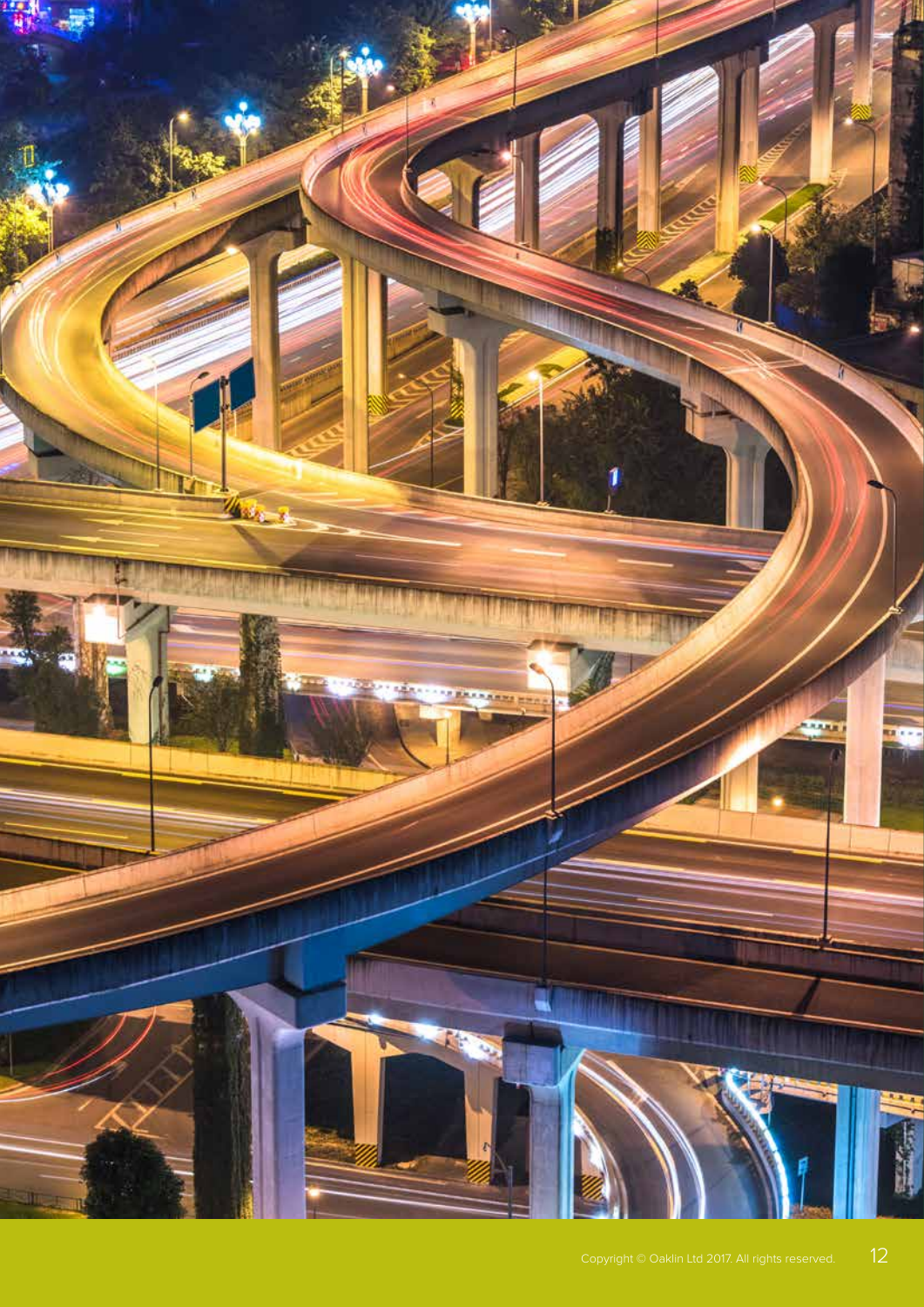Copyright © Oaklin Ltd 2017. All rights reserved.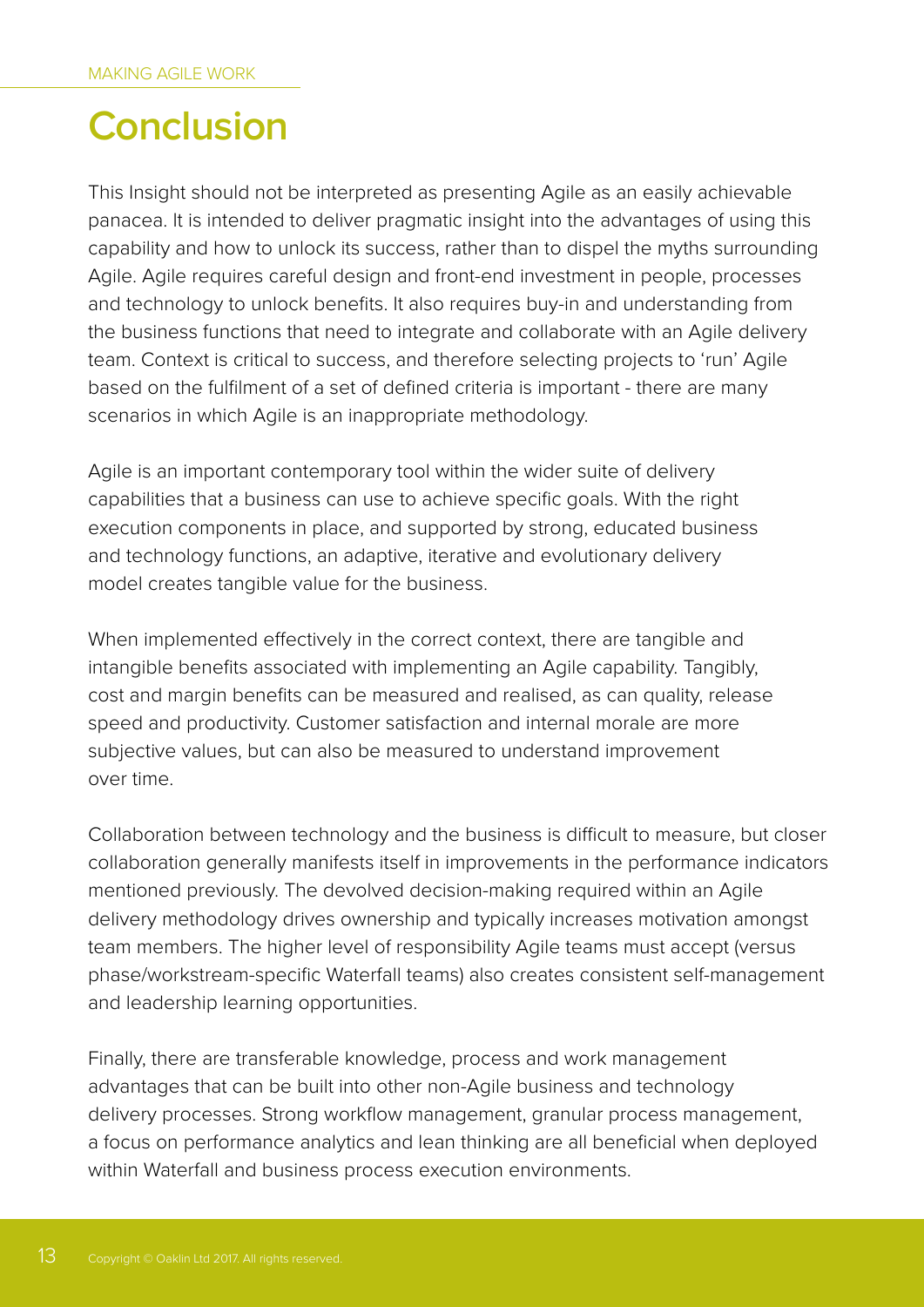# Conclusion

This Insight should not be interpreted as presenting Agile as an easily achievable panacea. It is intended to deliver pragmatic insight into the advantages of using this capability and how to unlock its success, rather than to dispel the myths surrounding Agile. Agile requires careful design and front-end investment in people, processes and technology to unlock benefits. It also requires buy-in and understanding from the business functions that need to integrate and collaborate with an Agile delivery team. Context is critical to success, and therefore selecting projects to 'run' Agile based on the fulfilment of a set of defined criteria is important - there are many scenarios in which Agile is an inappropriate methodology.

Agile is an important contemporary tool within the wider suite of delivery capabilities that a business can use to achieve specific goals. With the right execution components in place, and supported by strong, educated business and technology functions, an adaptive, iterative and evolutionary delivery model creates tangible value for the business.

When implemented effectively in the correct context, there are tangible and intangible benefits associated with implementing an Agile capability. Tangibly, cost and margin benefits can be measured and realised, as can quality, release speed and productivity. Customer satisfaction and internal morale are more subjective values, but can also be measured to understand improvement over time.

Collaboration between technology and the business is difficult to measure, but closer collaboration generally manifests itself in improvements in the performance indicators mentioned previously. The devolved decision-making required within an Agile delivery methodology drives ownership and typically increases motivation amongst team members. The higher level of responsibility Agile teams must accept (versus phase/workstream-specific Waterfall teams) also creates consistent self-management and leadership learning opportunities.

Finally, there are transferable knowledge, process and work management advantages that can be built into other non-Agile business and technology delivery processes. Strong workflow management, granular process management, a focus on performance analytics and lean thinking are all beneficial when deployed within Waterfall and business process execution environments.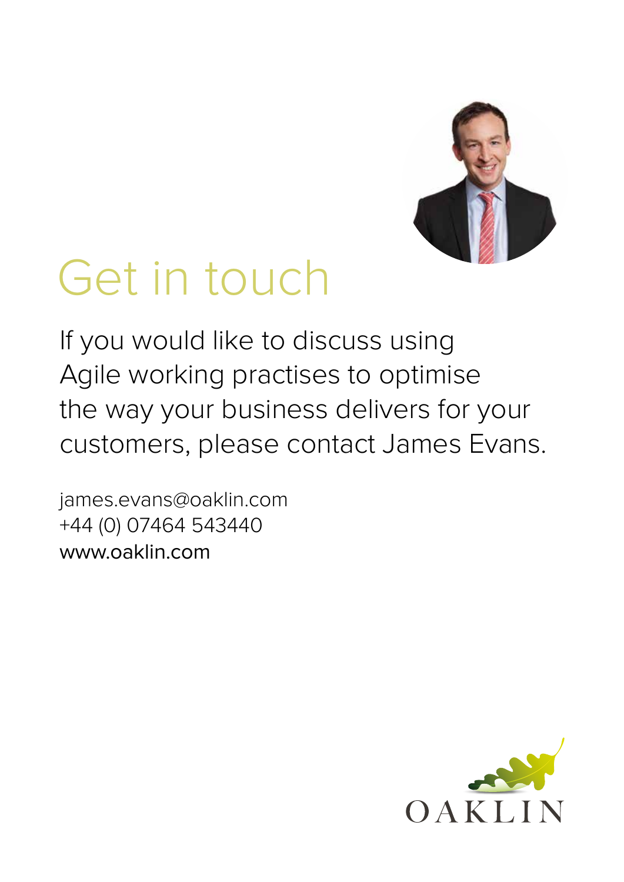# Get in touch

If you would like to discuss using Agile working practises to optimise the way your business delivers for your customers, please contact James Evans.

james.evans@oaklin.com
+44 (0) 07464 543440
www.oaklin.com

OAKLIN